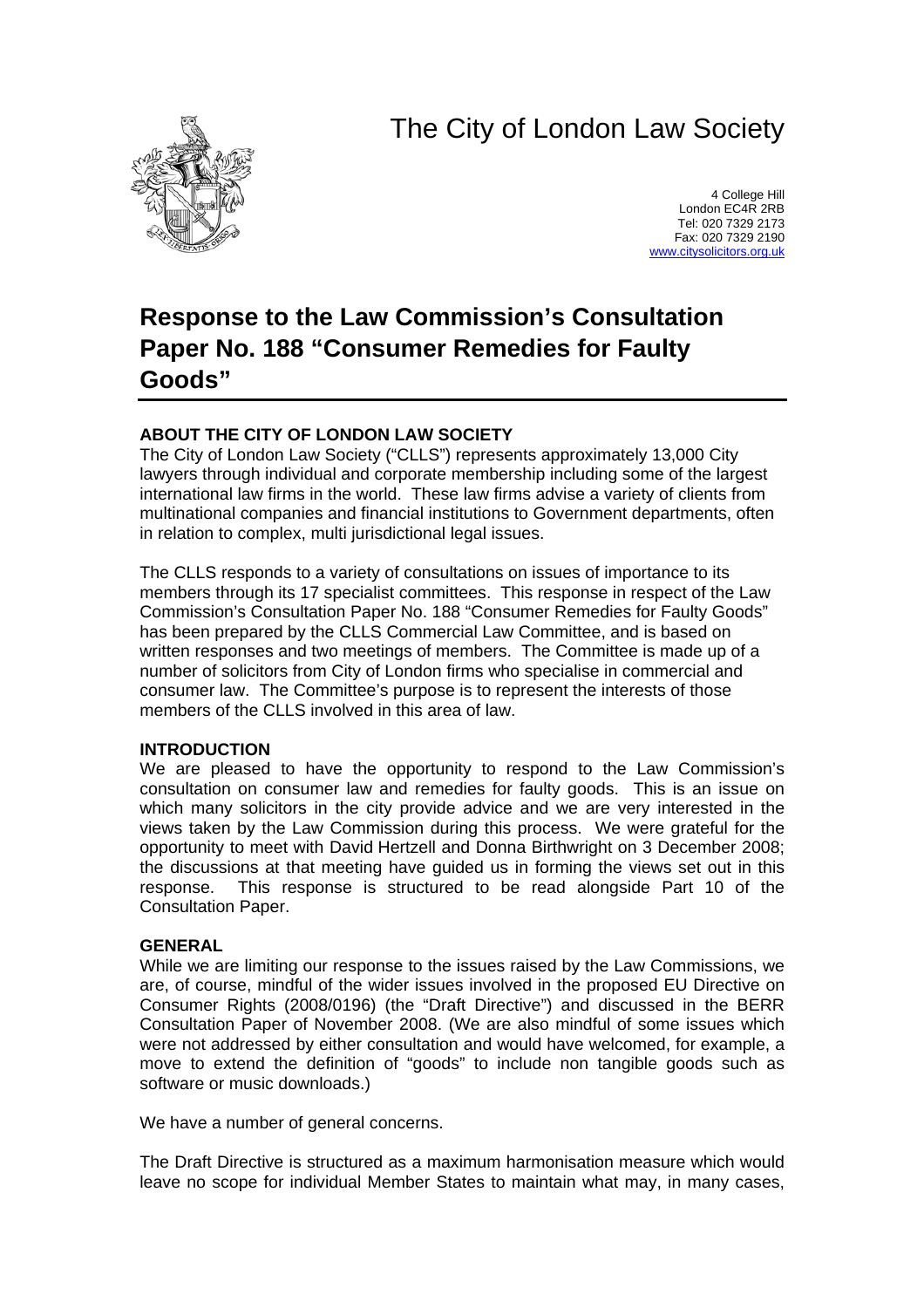# The City of London Law Society

4 College Hill
London EC4R 2RB
Tel: 020 7329 2173
Fax: 020 7329 2190
www.citysolicitors.org.uk

# Response to the Law Commission's Consultation Paper No. 188 "Consumer Remedies for Faulty Goods"

## ABOUT THE CITY OF LONDON LAW SOCIETY

The City of London Law Society ("CLLS") represents approximately 13,000 City lawyers through individual and corporate membership including some of the largest international law firms in the world. These law firms advise a variety of clients from multinational companies and financial institutions to Government departments, often in relation to complex, multi jurisdictional legal issues.

The CLLS responds to a variety of consultations on issues of importance to its members through its 17 specialist committees. This response in respect of the Law Commission's Consultation Paper No. 188 "Consumer Remedies for Faulty Goods" has been prepared by the CLLS Commercial Law Committee, and is based on written responses and two meetings of members. The Committee is made up of a number of solicitors from City of London firms who specialise in commercial and consumer law. The Committee's purpose is to represent the interests of those members of the CLLS involved in this area of law.

## INTRODUCTION

We are pleased to have the opportunity to respond to the Law Commission's consultation on consumer law and remedies for faulty goods. This is an issue on which many solicitors in the city provide advice and we are very interested in the views taken by the Law Commission during this process. We were grateful for the opportunity to meet with David Hertzell and Donna Birthwright on 3 December 2008; the discussions at that meeting have guided us in forming the views set out in this response. This response is structured to be read alongside Part 10 of the Consultation Paper.

## GENERAL

While we are limiting our response to the issues raised by the Law Commissions, we are, of course, mindful of the wider issues involved in the proposed EU Directive on Consumer Rights (2008/0196) (the "Draft Directive") and discussed in the BERR Consultation Paper of November 2008. (We are also mindful of some issues which were not addressed by either consultation and would have welcomed, for example, a move to extend the definition of "goods" to include non tangible goods such as software or music downloads.)

We have a number of general concerns.

The Draft Directive is structured as a maximum harmonisation measure which would leave no scope for individual Member States to maintain what may, in many cases,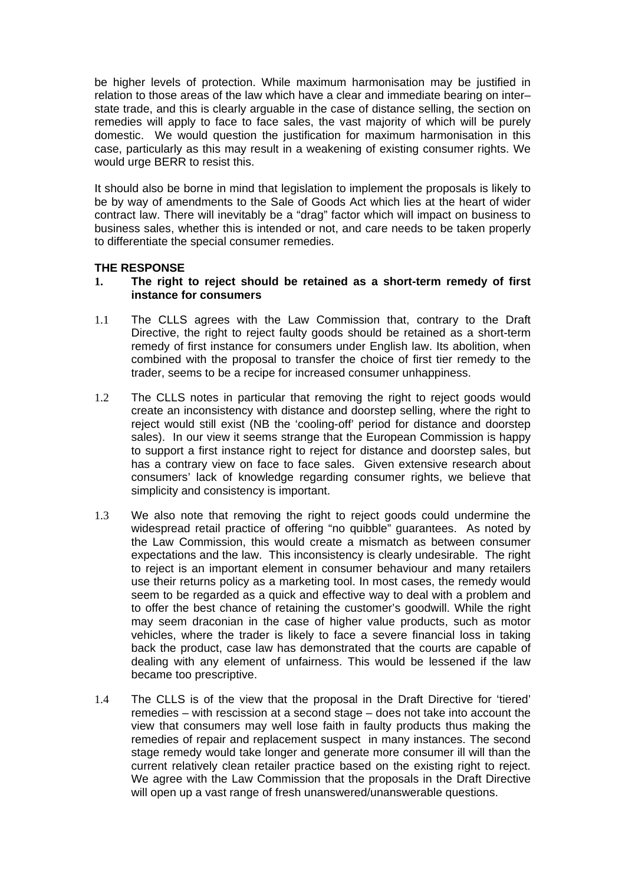be higher levels of protection. While maximum harmonisation may be justified in relation to those areas of the law which have a clear and immediate bearing on inter–state trade, and this is clearly arguable in the case of distance selling, the section on remedies will apply to face to face sales, the vast majority of which will be purely domestic. We would question the justification for maximum harmonisation in this case, particularly as this may result in a weakening of existing consumer rights. We would urge BERR to resist this.

It should also be borne in mind that legislation to implement the proposals is likely to be by way of amendments to the Sale of Goods Act which lies at the heart of wider contract law. There will inevitably be a "drag" factor which will impact on business to business sales, whether this is intended or not, and care needs to be taken properly to differentiate the special consumer remedies.

## THE RESPONSE

### 1. The right to reject should be retained as a short-term remedy of first instance for consumers

1.1 The CLLS agrees with the Law Commission that, contrary to the Draft Directive, the right to reject faulty goods should be retained as a short-term remedy of first instance for consumers under English law. Its abolition, when combined with the proposal to transfer the choice of first tier remedy to the trader, seems to be a recipe for increased consumer unhappiness.

1.2 The CLLS notes in particular that removing the right to reject goods would create an inconsistency with distance and doorstep selling, where the right to reject would still exist (NB the 'cooling-off' period for distance and doorstep sales). In our view it seems strange that the European Commission is happy to support a first instance right to reject for distance and doorstep sales, but has a contrary view on face to face sales. Given extensive research about consumers' lack of knowledge regarding consumer rights, we believe that simplicity and consistency is important.

1.3 We also note that removing the right to reject goods could undermine the widespread retail practice of offering "no quibble" guarantees. As noted by the Law Commission, this would create a mismatch as between consumer expectations and the law. This inconsistency is clearly undesirable. The right to reject is an important element in consumer behaviour and many retailers use their returns policy as a marketing tool. In most cases, the remedy would seem to be regarded as a quick and effective way to deal with a problem and to offer the best chance of retaining the customer's goodwill. While the right may seem draconian in the case of higher value products, such as motor vehicles, where the trader is likely to face a severe financial loss in taking back the product, case law has demonstrated that the courts are capable of dealing with any element of unfairness. This would be lessened if the law became too prescriptive.

1.4 The CLLS is of the view that the proposal in the Draft Directive for 'tiered' remedies – with rescission at a second stage – does not take into account the view that consumers may well lose faith in faulty products thus making the remedies of repair and replacement suspect in many instances. The second stage remedy would take longer and generate more consumer ill will than the current relatively clean retailer practice based on the existing right to reject. We agree with the Law Commission that the proposals in the Draft Directive will open up a vast range of fresh unanswered/unanswerable questions.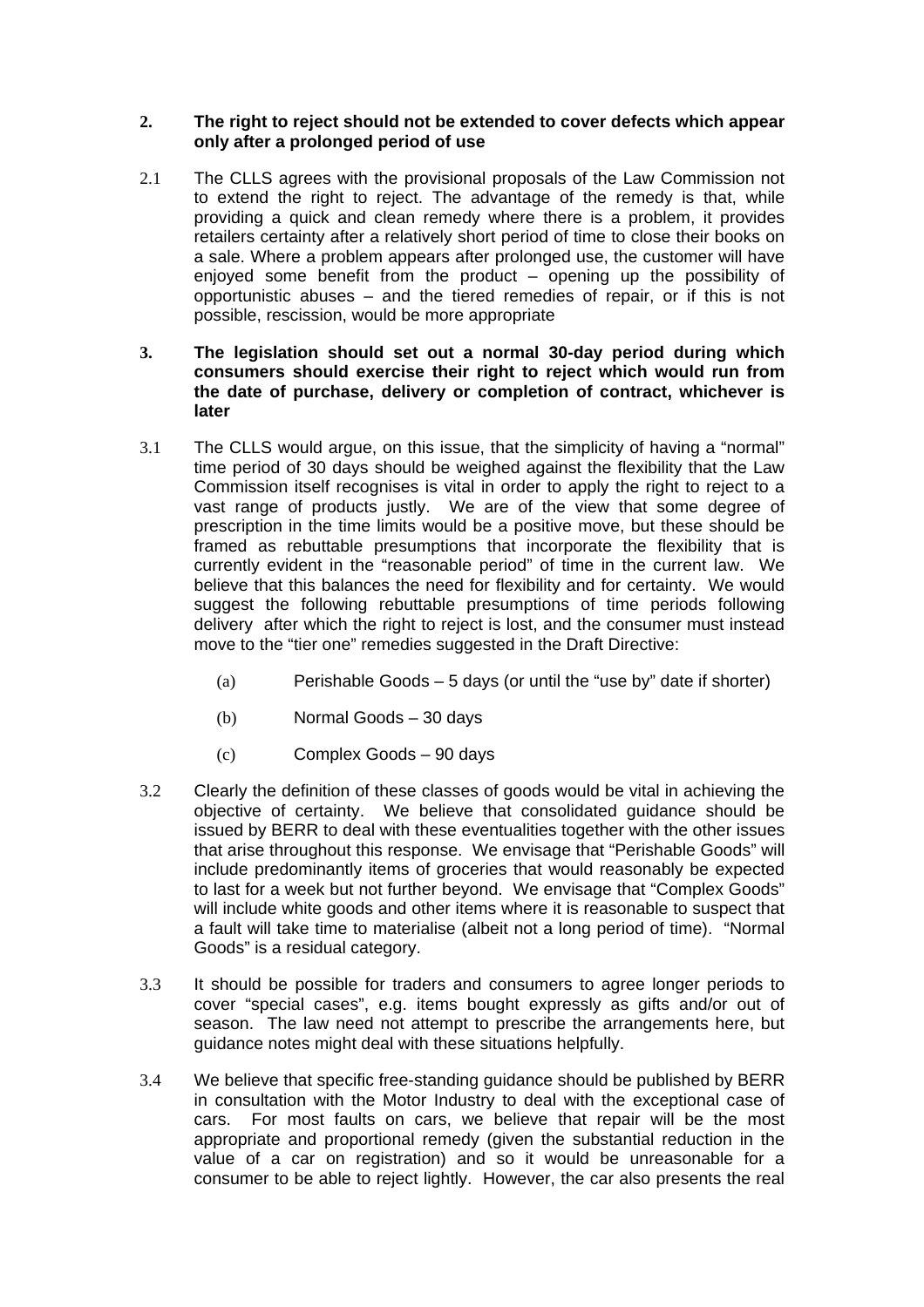## 2. The right to reject should not be extended to cover defects which appear only after a prolonged period of use

2.1 The CLLS agrees with the provisional proposals of the Law Commission not to extend the right to reject. The advantage of the remedy is that, while providing a quick and clean remedy where there is a problem, it provides retailers certainty after a relatively short period of time to close their books on a sale. Where a problem appears after prolonged use, the customer will have enjoyed some benefit from the product – opening up the possibility of opportunistic abuses – and the tiered remedies of repair, or if this is not possible, rescission, would be more appropriate

## 3. The legislation should set out a normal 30-day period during which consumers should exercise their right to reject which would run from the date of purchase, delivery or completion of contract, whichever is later

3.1 The CLLS would argue, on this issue, that the simplicity of having a "normal" time period of 30 days should be weighed against the flexibility that the Law Commission itself recognises is vital in order to apply the right to reject to a vast range of products justly. We are of the view that some degree of prescription in the time limits would be a positive move, but these should be framed as rebuttable presumptions that incorporate the flexibility that is currently evident in the "reasonable period" of time in the current law. We believe that this balances the need for flexibility and for certainty. We would suggest the following rebuttable presumptions of time periods following delivery after which the right to reject is lost, and the consumer must instead move to the "tier one" remedies suggested in the Draft Directive:

(a) Perishable Goods – 5 days (or until the "use by" date if shorter)

(b) Normal Goods – 30 days

(c) Complex Goods – 90 days

3.2 Clearly the definition of these classes of goods would be vital in achieving the objective of certainty. We believe that consolidated guidance should be issued by BERR to deal with these eventualities together with the other issues that arise throughout this response. We envisage that "Perishable Goods" will include predominantly items of groceries that would reasonably be expected to last for a week but not further beyond. We envisage that "Complex Goods" will include white goods and other items where it is reasonable to suspect that a fault will take time to materialise (albeit not a long period of time). "Normal Goods" is a residual category.

3.3 It should be possible for traders and consumers to agree longer periods to cover "special cases", e.g. items bought expressly as gifts and/or out of season. The law need not attempt to prescribe the arrangements here, but guidance notes might deal with these situations helpfully.

3.4 We believe that specific free-standing guidance should be published by BERR in consultation with the Motor Industry to deal with the exceptional case of cars. For most faults on cars, we believe that repair will be the most appropriate and proportional remedy (given the substantial reduction in the value of a car on registration) and so it would be unreasonable for a consumer to be able to reject lightly. However, the car also presents the real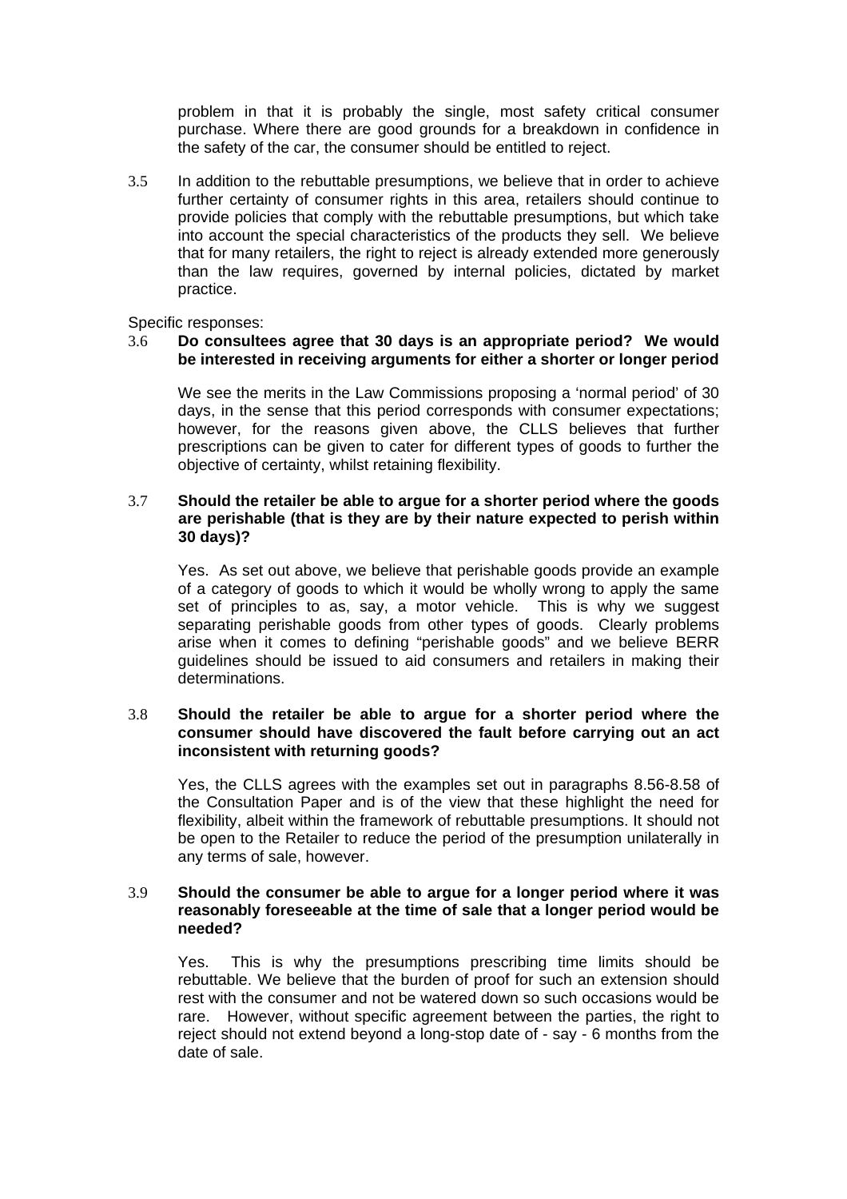problem in that it is probably the single, most safety critical consumer purchase. Where there are good grounds for a breakdown in confidence in the safety of the car, the consumer should be entitled to reject.

3.5 In addition to the rebuttable presumptions, we believe that in order to achieve further certainty of consumer rights in this area, retailers should continue to provide policies that comply with the rebuttable presumptions, but which take into account the special characteristics of the products they sell. We believe that for many retailers, the right to reject is already extended more generously than the law requires, governed by internal policies, dictated by market practice.

Specific responses:

3.6 **Do consultees agree that 30 days is an appropriate period? We would be interested in receiving arguments for either a shorter or longer period**

We see the merits in the Law Commissions proposing a 'normal period' of 30 days, in the sense that this period corresponds with consumer expectations; however, for the reasons given above, the CLLS believes that further prescriptions can be given to cater for different types of goods to further the objective of certainty, whilst retaining flexibility.

3.7 **Should the retailer be able to argue for a shorter period where the goods are perishable (that is they are by their nature expected to perish within 30 days)?**

Yes. As set out above, we believe that perishable goods provide an example of a category of goods to which it would be wholly wrong to apply the same set of principles to as, say, a motor vehicle. This is why we suggest separating perishable goods from other types of goods. Clearly problems arise when it comes to defining "perishable goods" and we believe BERR guidelines should be issued to aid consumers and retailers in making their determinations.

3.8 **Should the retailer be able to argue for a shorter period where the consumer should have discovered the fault before carrying out an act inconsistent with returning goods?**

Yes, the CLLS agrees with the examples set out in paragraphs 8.56-8.58 of the Consultation Paper and is of the view that these highlight the need for flexibility, albeit within the framework of rebuttable presumptions. It should not be open to the Retailer to reduce the period of the presumption unilaterally in any terms of sale, however.

3.9 **Should the consumer be able to argue for a longer period where it was reasonably foreseeable at the time of sale that a longer period would be needed?**

Yes. This is why the presumptions prescribing time limits should be rebuttable. We believe that the burden of proof for such an extension should rest with the consumer and not be watered down so such occasions would be rare. However, without specific agreement between the parties, the right to reject should not extend beyond a long-stop date of - say - 6 months from the date of sale.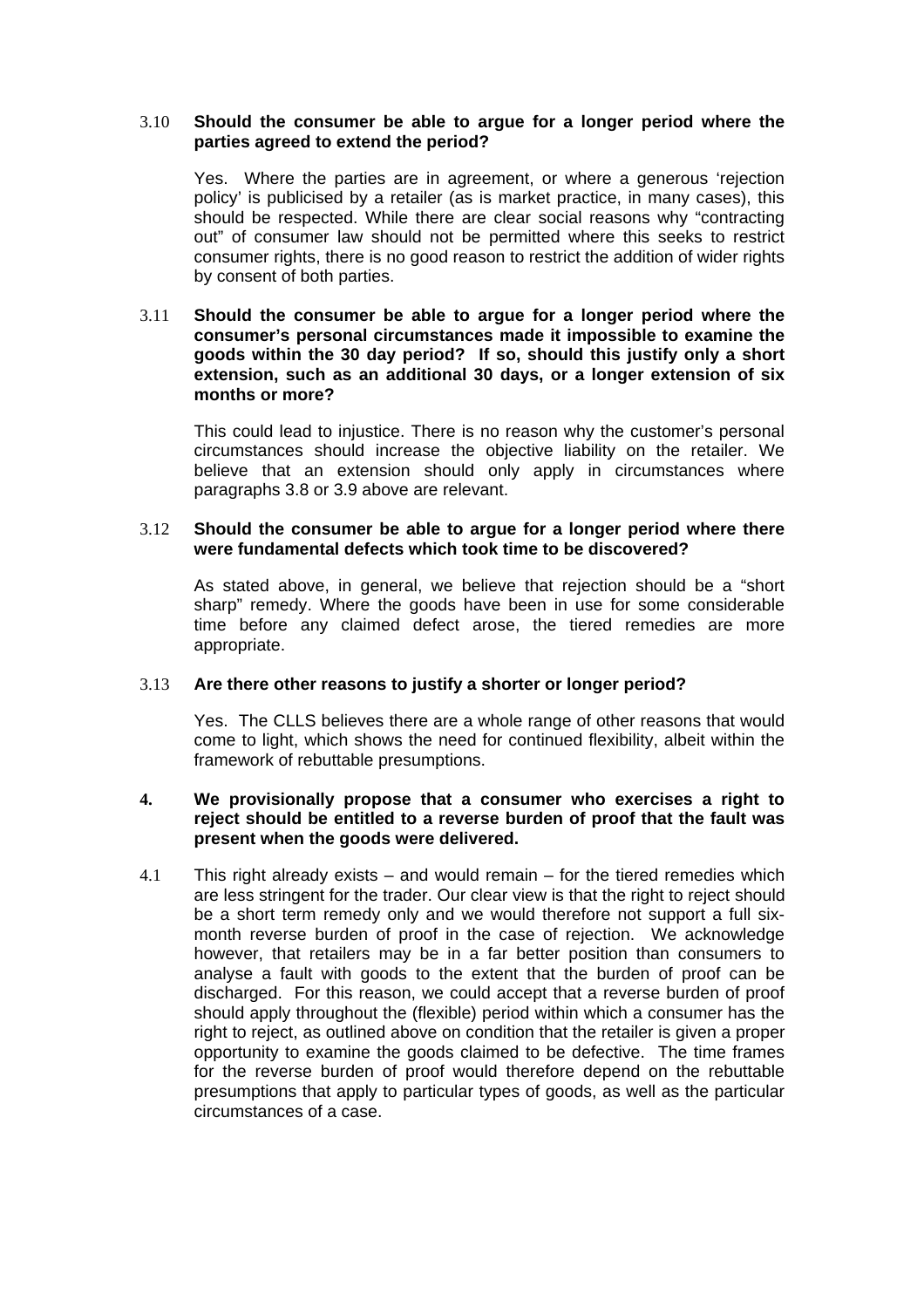3.10 **Should the consumer be able to argue for a longer period where the parties agreed to extend the period?**

Yes. Where the parties are in agreement, or where a generous 'rejection policy' is publicised by a retailer (as is market practice, in many cases), this should be respected. While there are clear social reasons why "contracting out" of consumer law should not be permitted where this seeks to restrict consumer rights, there is no good reason to restrict the addition of wider rights by consent of both parties.

3.11 **Should the consumer be able to argue for a longer period where the consumer's personal circumstances made it impossible to examine the goods within the 30 day period? If so, should this justify only a short extension, such as an additional 30 days, or a longer extension of six months or more?**

This could lead to injustice. There is no reason why the customer's personal circumstances should increase the objective liability on the retailer. We believe that an extension should only apply in circumstances where paragraphs 3.8 or 3.9 above are relevant.

3.12 **Should the consumer be able to argue for a longer period where there were fundamental defects which took time to be discovered?**

As stated above, in general, we believe that rejection should be a "short sharp" remedy. Where the goods have been in use for some considerable time before any claimed defect arose, the tiered remedies are more appropriate.

3.13 **Are there other reasons to justify a shorter or longer period?**

Yes. The CLLS believes there are a whole range of other reasons that would come to light, which shows the need for continued flexibility, albeit within the framework of rebuttable presumptions.

**4. We provisionally propose that a consumer who exercises a right to reject should be entitled to a reverse burden of proof that the fault was present when the goods were delivered.**

4.1 This right already exists – and would remain – for the tiered remedies which are less stringent for the trader. Our clear view is that the right to reject should be a short term remedy only and we would therefore not support a full six-month reverse burden of proof in the case of rejection. We acknowledge however, that retailers may be in a far better position than consumers to analyse a fault with goods to the extent that the burden of proof can be discharged. For this reason, we could accept that a reverse burden of proof should apply throughout the (flexible) period within which a consumer has the right to reject, as outlined above on condition that the retailer is given a proper opportunity to examine the goods claimed to be defective. The time frames for the reverse burden of proof would therefore depend on the rebuttable presumptions that apply to particular types of goods, as well as the particular circumstances of a case.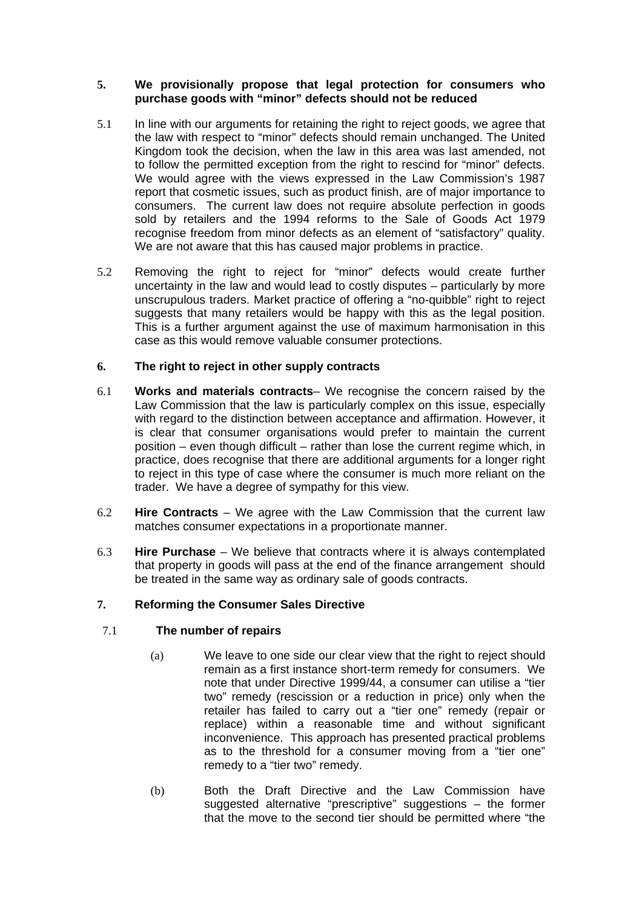**5. We provisionally propose that legal protection for consumers who purchase goods with "minor" defects should not be reduced**

5.1 In line with our arguments for retaining the right to reject goods, we agree that the law with respect to "minor" defects should remain unchanged. The United Kingdom took the decision, when the law in this area was last amended, not to follow the permitted exception from the right to rescind for "minor" defects. We would agree with the views expressed in the Law Commission's 1987 report that cosmetic issues, such as product finish, are of major importance to consumers. The current law does not require absolute perfection in goods sold by retailers and the 1994 reforms to the Sale of Goods Act 1979 recognise freedom from minor defects as an element of "satisfactory" quality. We are not aware that this has caused major problems in practice.

5.2 Removing the right to reject for "minor" defects would create further uncertainty in the law and would lead to costly disputes – particularly by more unscrupulous traders. Market practice of offering a "no-quibble" right to reject suggests that many retailers would be happy with this as the legal position. This is a further argument against the use of maximum harmonisation in this case as this would remove valuable consumer protections.

**6. The right to reject in other supply contracts**

6.1 **Works and materials contracts**– We recognise the concern raised by the Law Commission that the law is particularly complex on this issue, especially with regard to the distinction between acceptance and affirmation. However, it is clear that consumer organisations would prefer to maintain the current position – even though difficult – rather than lose the current regime which, in practice, does recognise that there are additional arguments for a longer right to reject in this type of case where the consumer is much more reliant on the trader. We have a degree of sympathy for this view.

6.2 **Hire Contracts** – We agree with the Law Commission that the current law matches consumer expectations in a proportionate manner.

6.3 **Hire Purchase** – We believe that contracts where it is always contemplated that property in goods will pass at the end of the finance arrangement should be treated in the same way as ordinary sale of goods contracts.

**7. Reforming the Consumer Sales Directive**

7.1 **The number of repairs**

(a) We leave to one side our clear view that the right to reject should remain as a first instance short-term remedy for consumers. We note that under Directive 1999/44, a consumer can utilise a "tier two" remedy (rescission or a reduction in price) only when the retailer has failed to carry out a "tier one" remedy (repair or replace) within a reasonable time and without significant inconvenience. This approach has presented practical problems as to the threshold for a consumer moving from a "tier one" remedy to a "tier two" remedy.

(b) Both the Draft Directive and the Law Commission have suggested alternative "prescriptive" suggestions – the former that the move to the second tier should be permitted where "the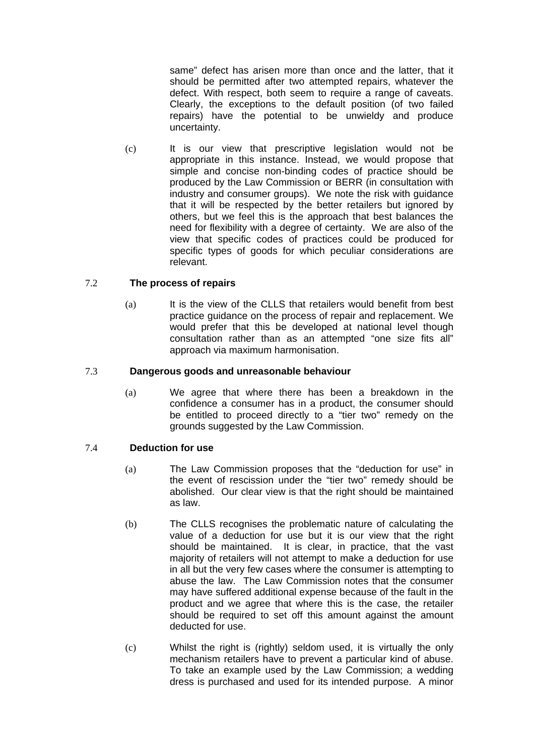same" defect has arisen more than once and the latter, that it should be permitted after two attempted repairs, whatever the defect. With respect, both seem to require a range of caveats. Clearly, the exceptions to the default position (of two failed repairs) have the potential to be unwieldy and produce uncertainty.

(c) It is our view that prescriptive legislation would not be appropriate in this instance. Instead, we would propose that simple and concise non-binding codes of practice should be produced by the Law Commission or BERR (in consultation with industry and consumer groups). We note the risk with guidance that it will be respected by the better retailers but ignored by others, but we feel this is the approach that best balances the need for flexibility with a degree of certainty. We are also of the view that specific codes of practices could be produced for specific types of goods for which peculiar considerations are relevant.

7.2 **The process of repairs**

(a) It is the view of the CLLS that retailers would benefit from best practice guidance on the process of repair and replacement. We would prefer that this be developed at national level though consultation rather than as an attempted "one size fits all" approach via maximum harmonisation.

7.3 **Dangerous goods and unreasonable behaviour**

(a) We agree that where there has been a breakdown in the confidence a consumer has in a product, the consumer should be entitled to proceed directly to a "tier two" remedy on the grounds suggested by the Law Commission.

7.4 **Deduction for use**

(a) The Law Commission proposes that the "deduction for use" in the event of rescission under the "tier two" remedy should be abolished. Our clear view is that the right should be maintained as law.

(b) The CLLS recognises the problematic nature of calculating the value of a deduction for use but it is our view that the right should be maintained. It is clear, in practice, that the vast majority of retailers will not attempt to make a deduction for use in all but the very few cases where the consumer is attempting to abuse the law. The Law Commission notes that the consumer may have suffered additional expense because of the fault in the product and we agree that where this is the case, the retailer should be required to set off this amount against the amount deducted for use.

(c) Whilst the right is (rightly) seldom used, it is virtually the only mechanism retailers have to prevent a particular kind of abuse. To take an example used by the Law Commission; a wedding dress is purchased and used for its intended purpose. A minor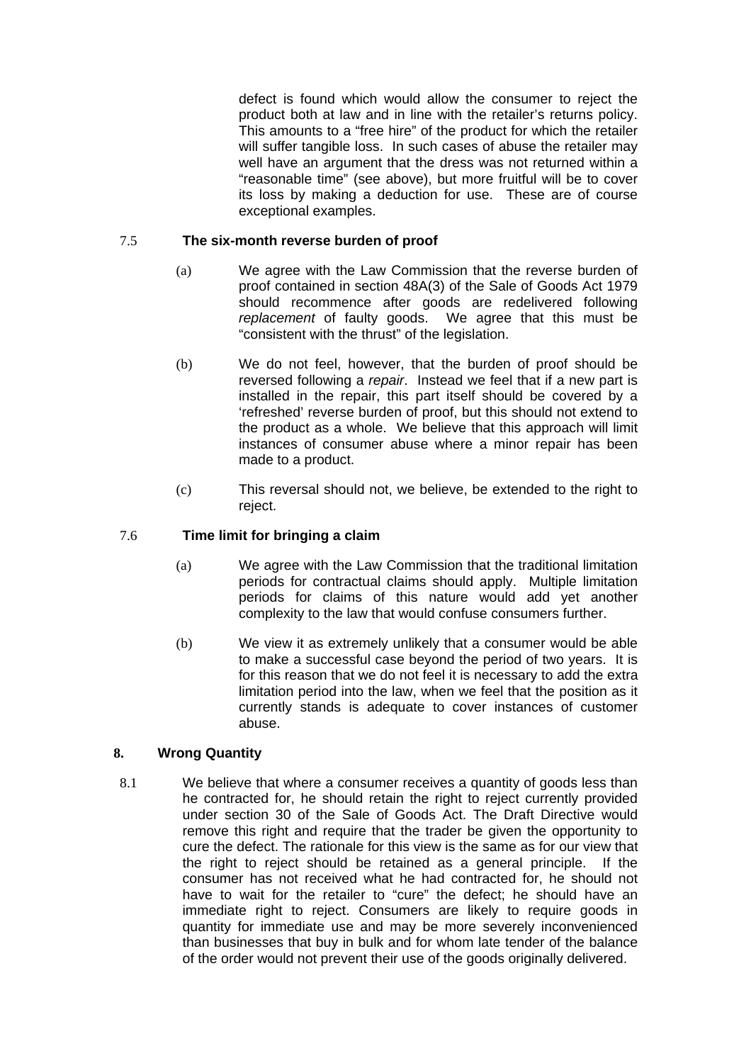defect is found which would allow the consumer to reject the product both at law and in line with the retailer's returns policy. This amounts to a "free hire" of the product for which the retailer will suffer tangible loss. In such cases of abuse the retailer may well have an argument that the dress was not returned within a "reasonable time" (see above), but more fruitful will be to cover its loss by making a deduction for use. These are of course exceptional examples.

7.5 **The six-month reverse burden of proof**

(a) We agree with the Law Commission that the reverse burden of proof contained in section 48A(3) of the Sale of Goods Act 1979 should recommence after goods are redelivered following *replacement* of faulty goods. We agree that this must be "consistent with the thrust" of the legislation.

(b) We do not feel, however, that the burden of proof should be reversed following a *repair*. Instead we feel that if a new part is installed in the repair, this part itself should be covered by a 'refreshed' reverse burden of proof, but this should not extend to the product as a whole. We believe that this approach will limit instances of consumer abuse where a minor repair has been made to a product.

(c) This reversal should not, we believe, be extended to the right to reject.

7.6 **Time limit for bringing a claim**

(a) We agree with the Law Commission that the traditional limitation periods for contractual claims should apply. Multiple limitation periods for claims of this nature would add yet another complexity to the law that would confuse consumers further.

(b) We view it as extremely unlikely that a consumer would be able to make a successful case beyond the period of two years. It is for this reason that we do not feel it is necessary to add the extra limitation period into the law, when we feel that the position as it currently stands is adequate to cover instances of customer abuse.

## 8. Wrong Quantity

8.1 We believe that where a consumer receives a quantity of goods less than he contracted for, he should retain the right to reject currently provided under section 30 of the Sale of Goods Act. The Draft Directive would remove this right and require that the trader be given the opportunity to cure the defect. The rationale for this view is the same as for our view that the right to reject should be retained as a general principle. If the consumer has not received what he had contracted for, he should not have to wait for the retailer to "cure" the defect; he should have an immediate right to reject. Consumers are likely to require goods in quantity for immediate use and may be more severely inconvenienced than businesses that buy in bulk and for whom late tender of the balance of the order would not prevent their use of the goods originally delivered.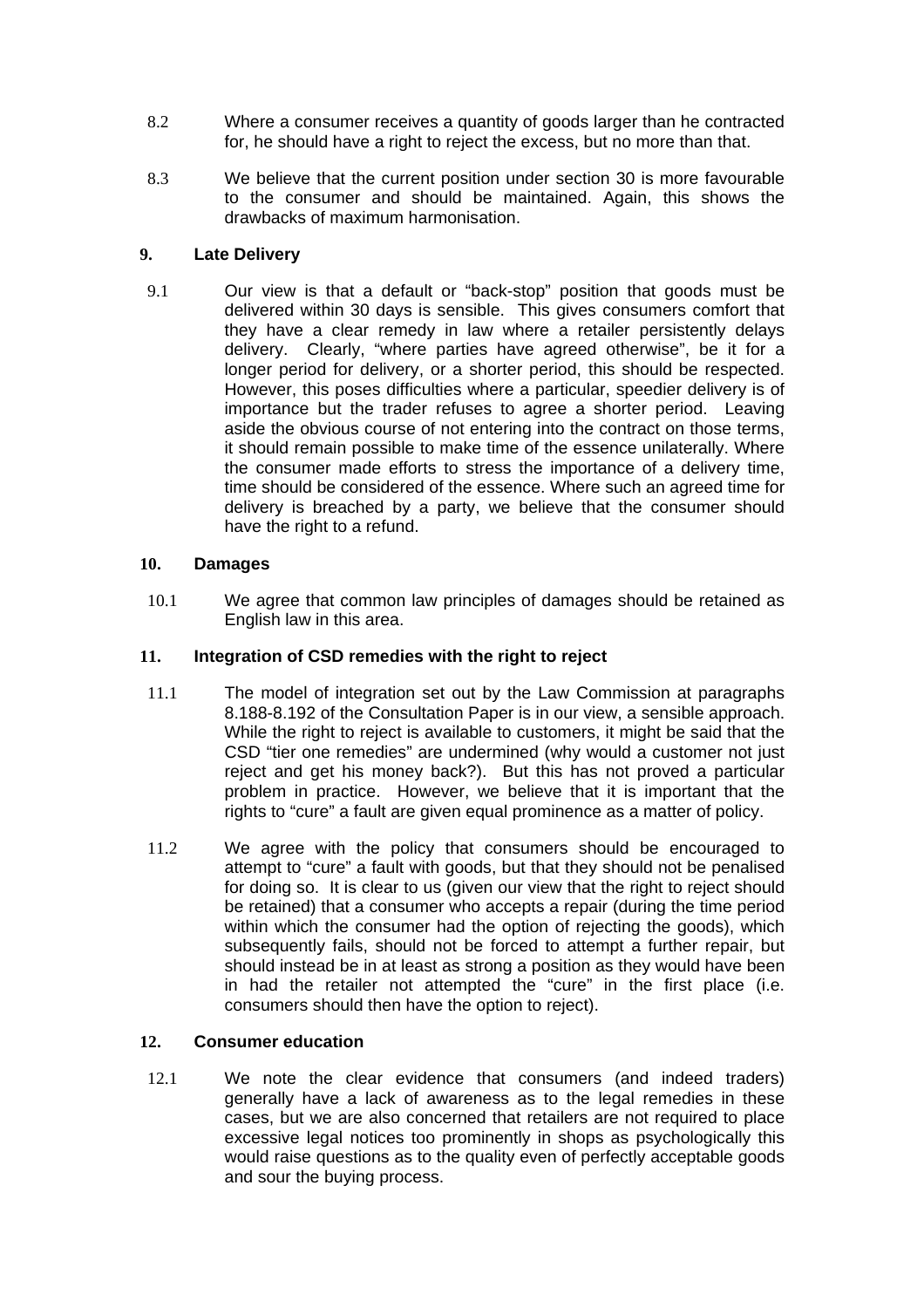8.2 Where a consumer receives a quantity of goods larger than he contracted for, he should have a right to reject the excess, but no more than that.

8.3 We believe that the current position under section 30 is more favourable to the consumer and should be maintained. Again, this shows the drawbacks of maximum harmonisation.

## 9. Late Delivery

9.1 Our view is that a default or "back-stop" position that goods must be delivered within 30 days is sensible. This gives consumers comfort that they have a clear remedy in law where a retailer persistently delays delivery. Clearly, "where parties have agreed otherwise", be it for a longer period for delivery, or a shorter period, this should be respected. However, this poses difficulties where a particular, speedier delivery is of importance but the trader refuses to agree a shorter period. Leaving aside the obvious course of not entering into the contract on those terms, it should remain possible to make time of the essence unilaterally. Where the consumer made efforts to stress the importance of a delivery time, time should be considered of the essence. Where such an agreed time for delivery is breached by a party, we believe that the consumer should have the right to a refund.

## 10. Damages

10.1 We agree that common law principles of damages should be retained as English law in this area.

## 11. Integration of CSD remedies with the right to reject

11.1 The model of integration set out by the Law Commission at paragraphs 8.188-8.192 of the Consultation Paper is in our view, a sensible approach. While the right to reject is available to customers, it might be said that the CSD "tier one remedies" are undermined (why would a customer not just reject and get his money back?). But this has not proved a particular problem in practice. However, we believe that it is important that the rights to "cure" a fault are given equal prominence as a matter of policy.

11.2 We agree with the policy that consumers should be encouraged to attempt to "cure" a fault with goods, but that they should not be penalised for doing so. It is clear to us (given our view that the right to reject should be retained) that a consumer who accepts a repair (during the time period within which the consumer had the option of rejecting the goods), which subsequently fails, should not be forced to attempt a further repair, but should instead be in at least as strong a position as they would have been in had the retailer not attempted the "cure" in the first place (i.e. consumers should then have the option to reject).

## 12. Consumer education

12.1 We note the clear evidence that consumers (and indeed traders) generally have a lack of awareness as to the legal remedies in these cases, but we are also concerned that retailers are not required to place excessive legal notices too prominently in shops as psychologically this would raise questions as to the quality even of perfectly acceptable goods and sour the buying process.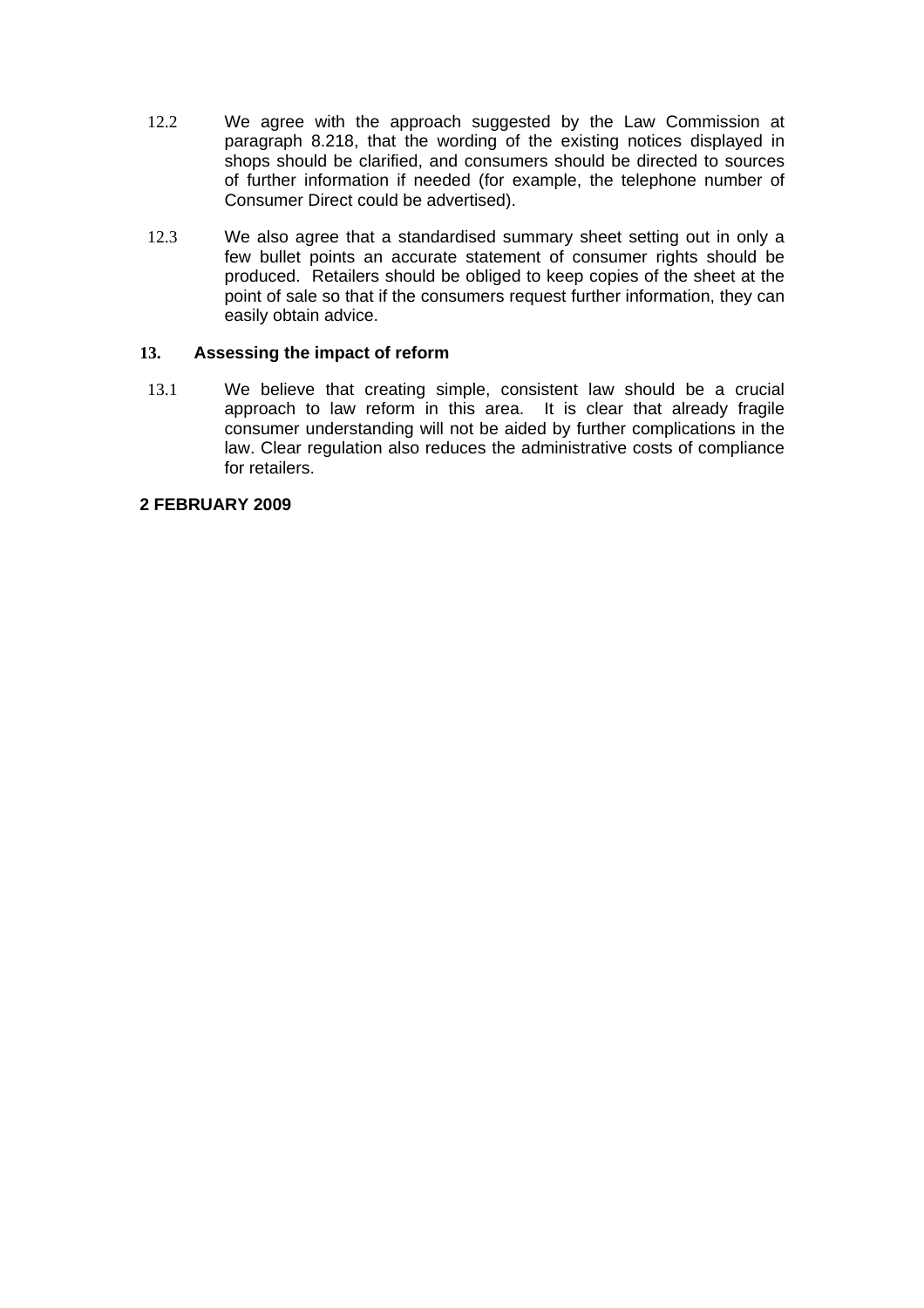12.2 We agree with the approach suggested by the Law Commission at paragraph 8.218, that the wording of the existing notices displayed in shops should be clarified, and consumers should be directed to sources of further information if needed (for example, the telephone number of Consumer Direct could be advertised).

12.3 We also agree that a standardised summary sheet setting out in only a few bullet points an accurate statement of consumer rights should be produced. Retailers should be obliged to keep copies of the sheet at the point of sale so that if the consumers request further information, they can easily obtain advice.

## 13. Assessing the impact of reform

13.1 We believe that creating simple, consistent law should be a crucial approach to law reform in this area. It is clear that already fragile consumer understanding will not be aided by further complications in the law. Clear regulation also reduces the administrative costs of compliance for retailers.

**2 FEBRUARY 2009**